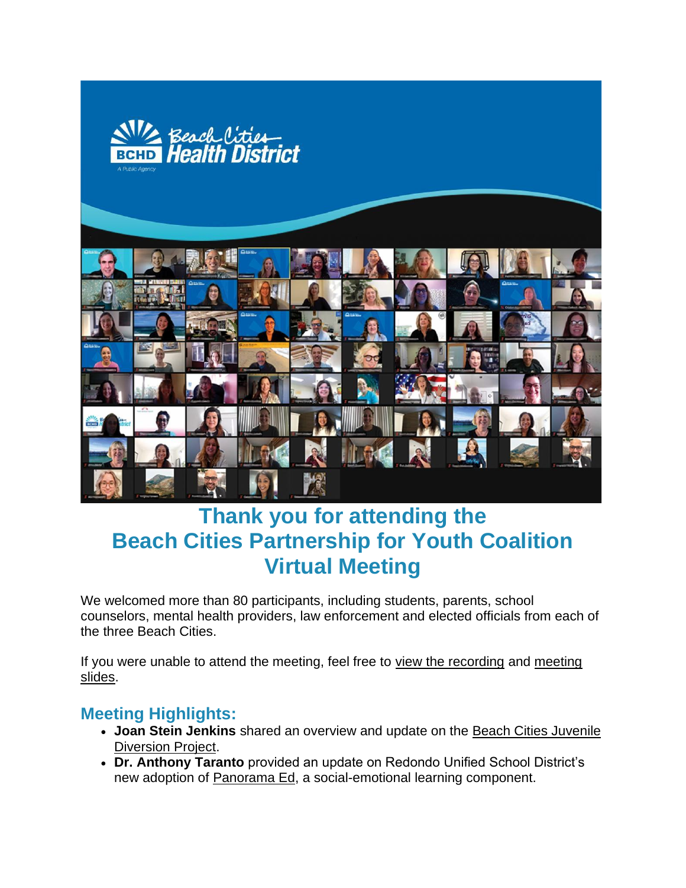# Thank you for attending the Beach Cities Partnership for Youth Coalition Virtual Meeting

We welcomed more than 80 participants, including students, parents, school counselors, mental health providers, law enforcement and elected officials from each of the three Beach Cities.

If you were unable to attend the meeting, feel free to view the recording and meeting slides.

## Meeting Highlights:

- **Joan Stein Jenkins** shared an overview and update on the Beach Cities Juvenile Diversion Project.
- **Dr. Anthony Taranto** provided an update on Redondo Unified School District's new adoption of Panorama Ed, a social-emotional learning component.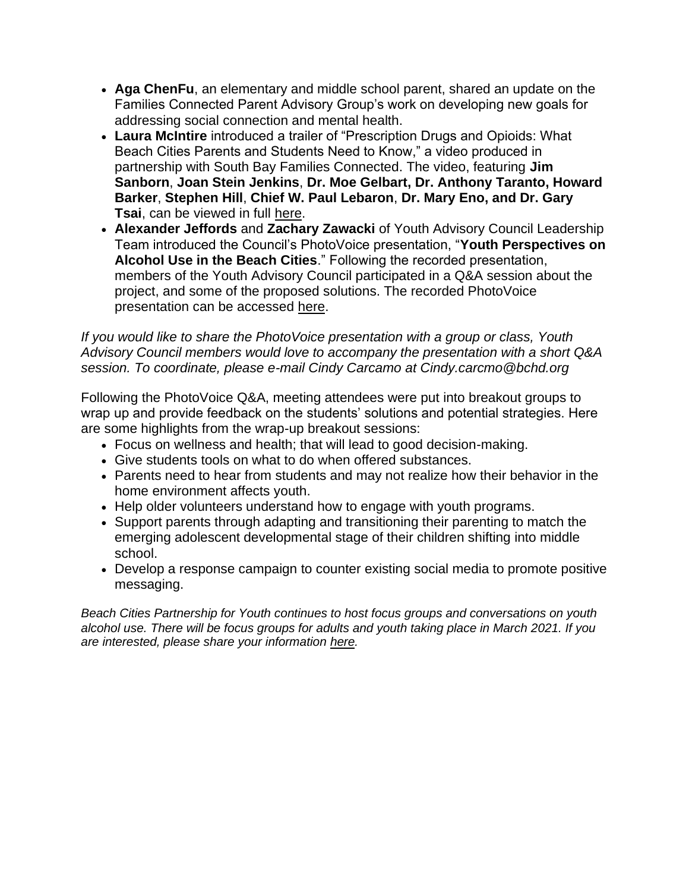- **Aga ChenFu**, an elementary and middle school parent, shared an update on the Families Connected Parent Advisory Group's work on developing new goals for addressing social connection and mental health.
- **Laura McIntire** introduced a trailer of "Prescription Drugs and Opioids: What Beach Cities Parents and Students Need to Know," a video produced in partnership with South Bay Families Connected. The video, featuring **Jim Sanborn**, **Joan Stein Jenkins**, **Dr. Moe Gelbart, Dr. Anthony Taranto, Howard Barker**, **Stephen Hill**, **Chief W. Paul Lebaron**, **Dr. Mary Eno, and Dr. Gary Tsai**, can be viewed in full here.
- **Alexander Jeffords** and **Zachary Zawacki** of Youth Advisory Council Leadership Team introduced the Council's PhotoVoice presentation, "**Youth Perspectives on Alcohol Use in the Beach Cities**." Following the recorded presentation, members of the Youth Advisory Council participated in a Q&A session about the project, and some of the proposed solutions. The recorded PhotoVoice presentation can be accessed here.

*If you would like to share the PhotoVoice presentation with a group or class, Youth Advisory Council members would love to accompany the presentation with a short Q&A session. To coordinate, please e-mail Cindy Carcamo at Cindy.carcmo@bchd.org*

Following the PhotoVoice Q&A, meeting attendees were put into breakout groups to wrap up and provide feedback on the students' solutions and potential strategies. Here are some highlights from the wrap-up breakout sessions:

- Focus on wellness and health; that will lead to good decision-making.
- Give students tools on what to do when offered substances.
- Parents need to hear from students and may not realize how their behavior in the home environment affects youth.
- Help older volunteers understand how to engage with youth programs.
- Support parents through adapting and transitioning their parenting to match the emerging adolescent developmental stage of their children shifting into middle school.
- Develop a response campaign to counter existing social media to promote positive messaging.

*Beach Cities Partnership for Youth continues to host focus groups and conversations on youth alcohol use. There will be focus groups for adults and youth taking place in March 2021. If you are interested, please share your information here.*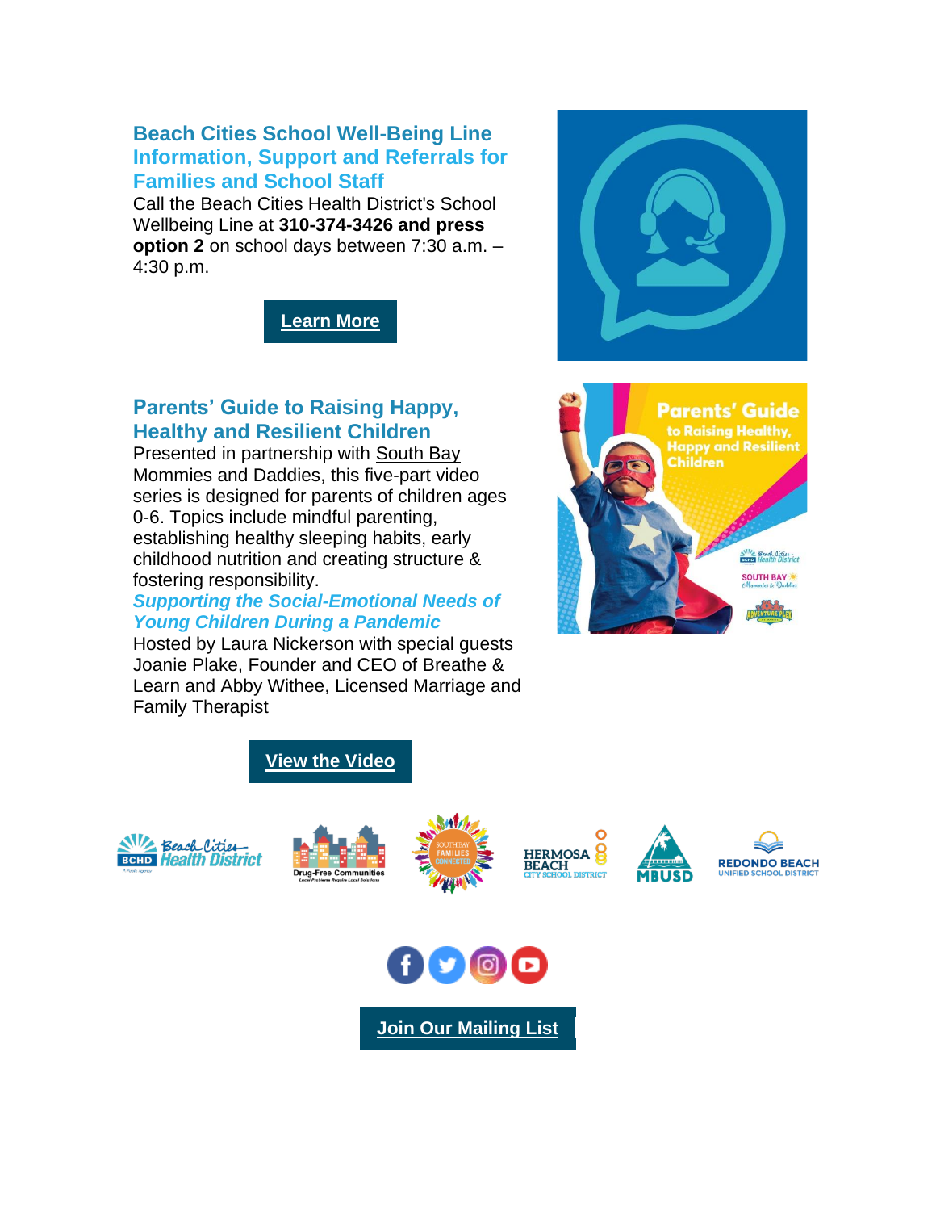### Beach Cities School Well-Being Line Information, Support and Referrals for Families and School Staff

Call the Beach Cities Health District's School Wellbeing Line at **310-374-3426 and press option 2** on school days between 7:30 a.m. – 4:30 p.m.

**Learn More**

### Parents' Guide to Raising Happy, Healthy and Resilient Children

Presented in partnership with South Bay Mommies and Daddies, this five-part video series is designed for parents of children ages 0-6. Topics include mindful parenting, establishing healthy sleeping habits, early childhood nutrition and creating structure & fostering responsibility.

***Supporting the Social-Emotional Needs of Young Children During a Pandemic***

Hosted by Laura Nickerson with special guests Joanie Plake, Founder and CEO of Breathe & Learn and Abby Withee, Licensed Marriage and Family Therapist

**View the Video**

**Join Our Mailing List**